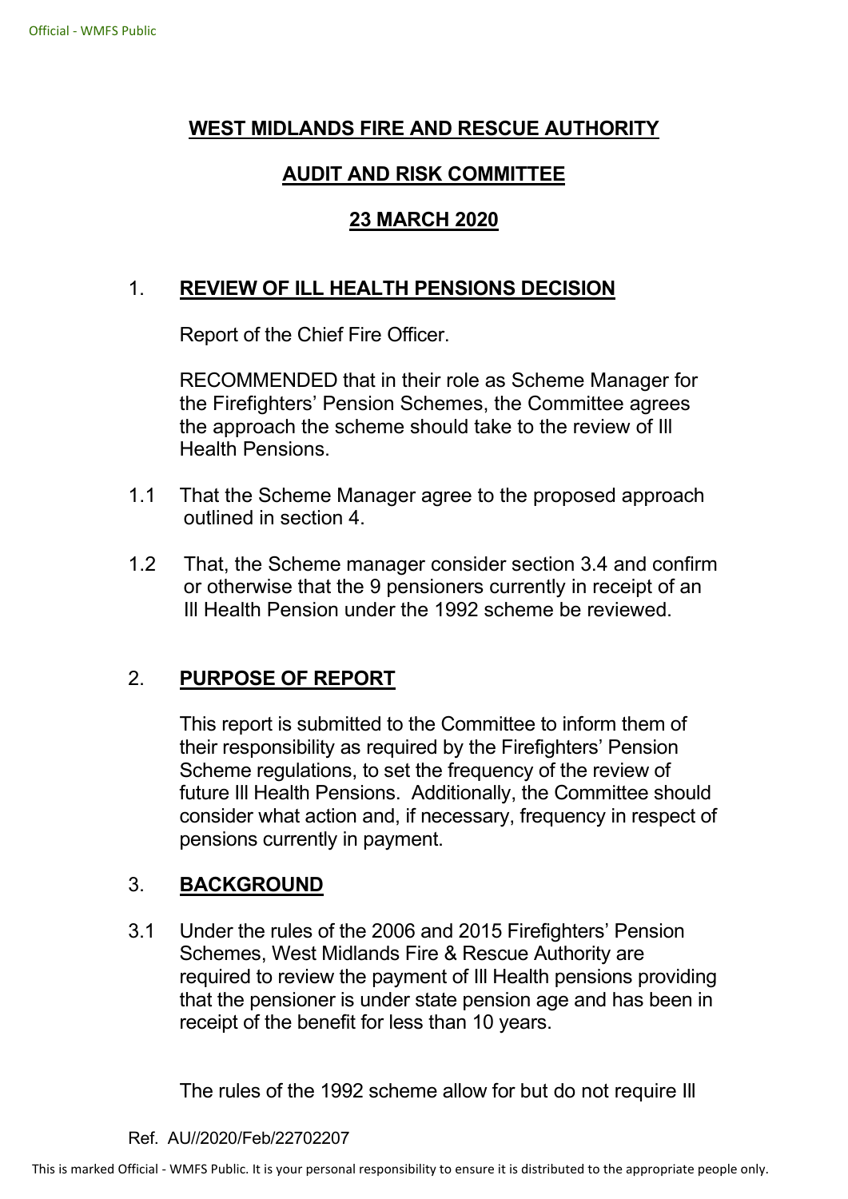# WEST MIDLANDS FIRE AND RESCUE AUTHORITY

## AUDIT AND RISK COMMITTEE

## 23 MARCH 2020

## 1. REVIEW OF ILL HEALTH PENSIONS DECISION

Report of the Chief Fire Officer.

RECOMMENDED that in their role as Scheme Manager for the Firefighters' Pension Schemes, the Committee agrees the approach the scheme should take to the review of Ill Health Pensions.

1.1 That the Scheme Manager agree to the proposed approach outlined in section 4.

1.2 That, the Scheme manager consider section 3.4 and confirm or otherwise that the 9 pensioners currently in receipt of an Ill Health Pension under the 1992 scheme be reviewed.

## 2. PURPOSE OF REPORT

This report is submitted to the Committee to inform them of their responsibility as required by the Firefighters' Pension Scheme regulations, to set the frequency of the review of future Ill Health Pensions. Additionally, the Committee should consider what action and, if necessary, frequency in respect of pensions currently in payment.

## 3. BACKGROUND

3.1 Under the rules of the 2006 and 2015 Firefighters' Pension Schemes, West Midlands Fire & Rescue Authority are required to review the payment of Ill Health pensions providing that the pensioner is under state pension age and has been in receipt of the benefit for less than 10 years.

The rules of the 1992 scheme allow for but do not require Ill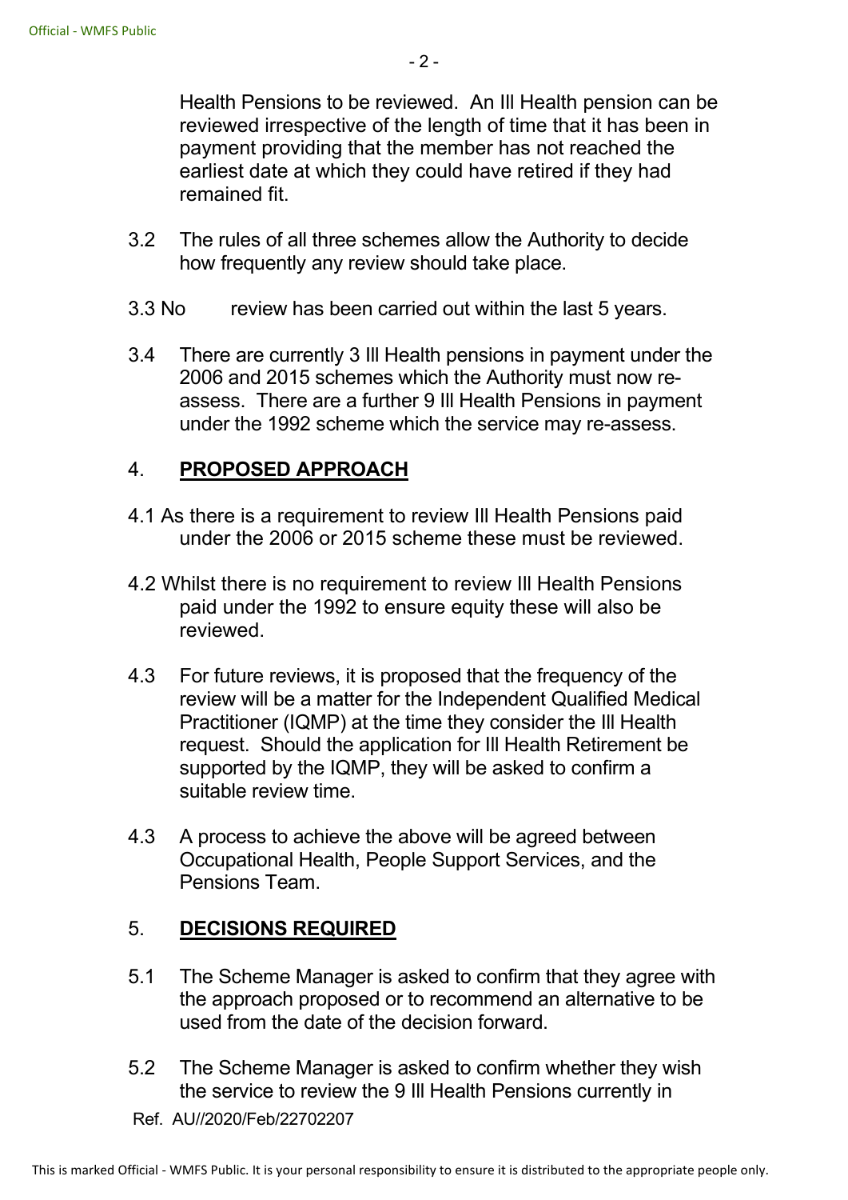Health Pensions to be reviewed. An Ill Health pension can be reviewed irrespective of the length of time that it has been in payment providing that the member has not reached the earliest date at which they could have retired if they had remained fit.

3.2 The rules of all three schemes allow the Authority to decide how frequently any review should take place.

3.3 No review has been carried out within the last 5 years.

3.4 There are currently 3 Ill Health pensions in payment under the 2006 and 2015 schemes which the Authority must now re-assess. There are a further 9 Ill Health Pensions in payment under the 1992 scheme which the service may re-assess.

## 4. **PROPOSED APPROACH**

4.1 As there is a requirement to review Ill Health Pensions paid under the 2006 or 2015 scheme these must be reviewed.

4.2 Whilst there is no requirement to review Ill Health Pensions paid under the 1992 to ensure equity these will also be reviewed.

4.3 For future reviews, it is proposed that the frequency of the review will be a matter for the Independent Qualified Medical Practitioner (IQMP) at the time they consider the Ill Health request. Should the application for Ill Health Retirement be supported by the IQMP, they will be asked to confirm a suitable review time.

4.3 A process to achieve the above will be agreed between Occupational Health, People Support Services, and the Pensions Team.

## 5. **DECISIONS REQUIRED**

5.1 The Scheme Manager is asked to confirm that they agree with the approach proposed or to recommend an alternative to be used from the date of the decision forward.

5.2 The Scheme Manager is asked to confirm whether they wish the service to review the 9 Ill Health Pensions currently in

Ref. AU//2020/Feb/22702207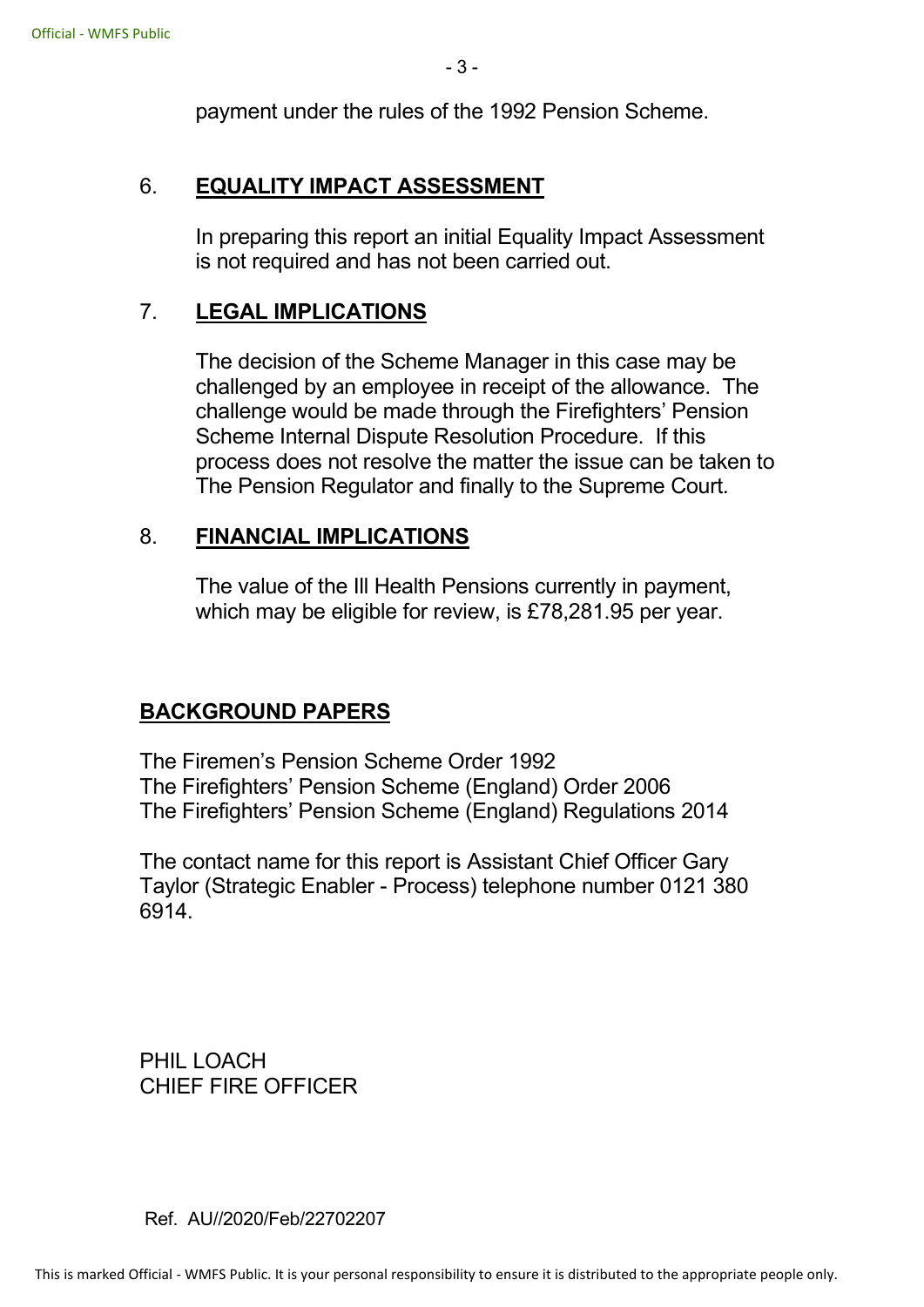payment under the rules of the 1992 Pension Scheme.

## 6. EQUALITY IMPACT ASSESSMENT

In preparing this report an initial Equality Impact Assessment is not required and has not been carried out.

## 7. LEGAL IMPLICATIONS

The decision of the Scheme Manager in this case may be challenged by an employee in receipt of the allowance. The challenge would be made through the Firefighters' Pension Scheme Internal Dispute Resolution Procedure. If this process does not resolve the matter the issue can be taken to The Pension Regulator and finally to the Supreme Court.

## 8. FINANCIAL IMPLICATIONS

The value of the Ill Health Pensions currently in payment, which may be eligible for review, is £78,281.95 per year.

## BACKGROUND PAPERS

The Firemen's Pension Scheme Order 1992
The Firefighters' Pension Scheme (England) Order 2006
The Firefighters' Pension Scheme (England) Regulations 2014

The contact name for this report is Assistant Chief Officer Gary Taylor (Strategic Enabler - Process) telephone number 0121 380 6914.

PHIL LOACH
CHIEF FIRE OFFICER

Ref. AU//2020/Feb/22702207